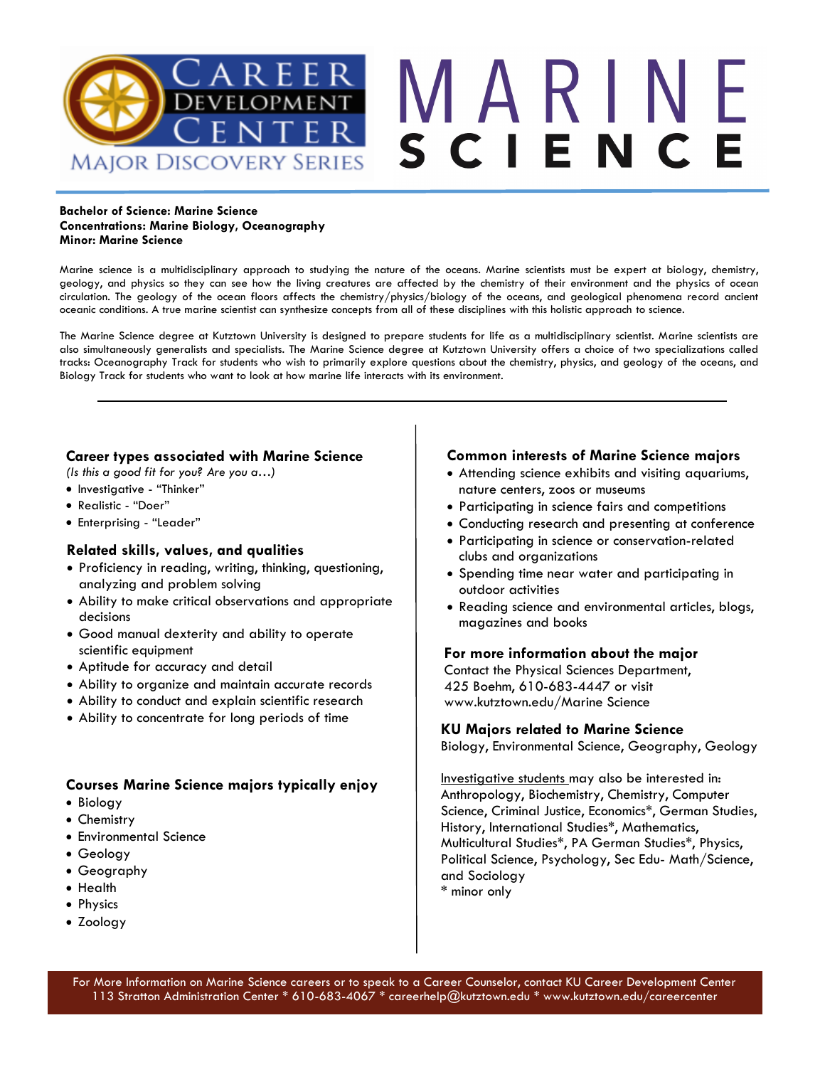# Career Development Center — Major Discovery Series

# MARINE SCIENCE

**Bachelor of Science: Marine Science**
**Concentrations: Marine Biology, Oceanography**
**Minor: Marine Science**

Marine science is a multidisciplinary approach to studying the nature of the oceans. Marine scientists must be expert at biology, chemistry, geology, and physics so they can see how the living creatures are affected by the chemistry of their environment and the physics of ocean circulation. The geology of the ocean floors affects the chemistry/physics/biology of the oceans, and geological phenomena record ancient oceanic conditions. A true marine scientist can synthesize concepts from all of these disciplines with this holistic approach to science.

The Marine Science degree at Kutztown University is designed to prepare students for life as a multidisciplinary scientist. Marine scientists are also simultaneously generalists and specialists. The Marine Science degree at Kutztown University offers a choice of two specializations called tracks: Oceanography Track for students who wish to primarily explore questions about the chemistry, physics, and geology of the oceans, and Biology Track for students who want to look at how marine life interacts with its environment.

---

## Career types associated with Marine Science

*(Is this a good fit for you? Are you a…)*

- Investigative - "Thinker"
- Realistic - "Doer"
- Enterprising - "Leader"

## Related skills, values, and qualities

- Proficiency in reading, writing, thinking, questioning, analyzing and problem solving
- Ability to make critical observations and appropriate decisions
- Good manual dexterity and ability to operate scientific equipment
- Aptitude for accuracy and detail
- Ability to organize and maintain accurate records
- Ability to conduct and explain scientific research
- Ability to concentrate for long periods of time

## Courses Marine Science majors typically enjoy

- Biology
- Chemistry
- Environmental Science
- Geology
- Geography
- Health
- Physics
- Zoology

## Common interests of Marine Science majors

- Attending science exhibits and visiting aquariums, nature centers, zoos or museums
- Participating in science fairs and competitions
- Conducting research and presenting at conference
- Participating in science or conservation-related clubs and organizations
- Spending time near water and participating in outdoor activities
- Reading science and environmental articles, blogs, magazines and books

## For more information about the major

Contact the Physical Sciences Department, 425 Boehm, 610-683-4447 or visit www.kutztown.edu/Marine Science

## KU Majors related to Marine Science

Biology, Environmental Science, Geography, Geology

Investigative students may also be interested in: Anthropology, Biochemistry, Chemistry, Computer Science, Criminal Justice, Economics*, German Studies, History, International Studies*, Mathematics, Multicultural Studies*, PA German Studies*, Physics, Political Science, Psychology, Sec Edu- Math/Science, and Sociology

\* minor only

For More Information on Marine Science careers or to speak to a Career Counselor, contact KU Career Development Center
113 Stratton Administration Center * 610-683-4067 * careerhelp@kutztown.edu * www.kutztown.edu/careercenter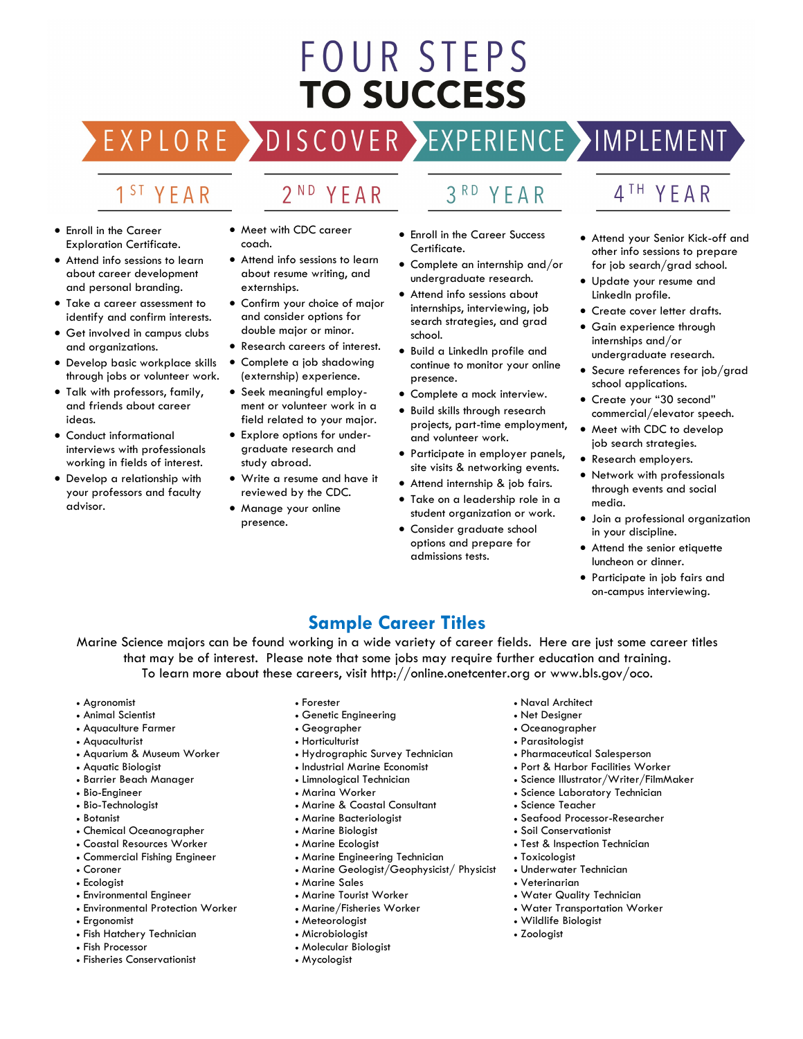# FOUR STEPS TO SUCCESS

EXPLORE → DISCOVER → EXPERIENCE → IMPLEMENT

## EXPLORE — 1ST YEAR

- Enroll in the Career Exploration Certificate.
- Attend info sessions to learn about career development and personal branding.
- Take a career assessment to identify and confirm interests.
- Get involved in campus clubs and organizations.
- Develop basic workplace skills through jobs or volunteer work.
- Talk with professors, family, and friends about career ideas.
- Conduct informational interviews with professionals working in fields of interest.
- Develop a relationship with your professors and faculty advisor.

## DISCOVER — 2ND YEAR

- Meet with CDC career coach.
- Attend info sessions to learn about resume writing, and externships.
- Confirm your choice of major and consider options for double major or minor.
- Research careers of interest.
- Complete a job shadowing (externship) experience.
- Seek meaningful employment or volunteer work in a field related to your major.
- Explore options for undergraduate research and study abroad.
- Write a resume and have it reviewed by the CDC.
- Manage your online presence.

## EXPERIENCE — 3RD YEAR

- Enroll in the Career Success Certificate.
- Complete an internship and/or undergraduate research.
- Attend info sessions about internships, interviewing, job search strategies, and grad school.
- Build a LinkedIn profile and continue to monitor your online presence.
- Complete a mock interview.
- Build skills through research projects, part-time employment, and volunteer work.
- Participate in employer panels, site visits & networking events.
- Attend internship & job fairs.
- Take on a leadership role in a student organization or work.
- Consider graduate school options and prepare for admissions tests.

## IMPLEMENT — 4TH YEAR

- Attend your Senior Kick-off and other info sessions to prepare for job search/grad school.
- Update your resume and LinkedIn profile.
- Create cover letter drafts.
- Gain experience through internships and/or undergraduate research.
- Secure references for job/grad school applications.
- Create your "30 second" commercial/elevator speech.
- Meet with CDC to develop job search strategies.
- Research employers.
- Network with professionals through events and social media.
- Join a professional organization in your discipline.
- Attend the senior etiquette luncheon or dinner.
- Participate in job fairs and on-campus interviewing.

## Sample Career Titles

Marine Science majors can be found working in a wide variety of career fields. Here are just some career titles that may be of interest. Please note that some jobs may require further education and training. To learn more about these careers, visit http://online.onetcenter.org or www.bls.gov/oco.

- Agronomist
- Animal Scientist
- Aquaculture Farmer
- Aquaculturist
- Aquarium & Museum Worker
- Aquatic Biologist
- Barrier Beach Manager
- Bio-Engineer
- Bio-Technologist
- Botanist
- Chemical Oceanographer
- Coastal Resources Worker
- Commercial Fishing Engineer
- Coroner
- Ecologist
- Environmental Engineer
- Environmental Protection Worker
- Ergonomist
- Fish Hatchery Technician
- Fish Processor
- Fisheries Conservationist
- Forester
- Genetic Engineering
- Geographer
- Horticulturist
- Hydrographic Survey Technician
- Industrial Marine Economist
- Limnological Technician
- Marina Worker
- Marine & Coastal Consultant
- Marine Bacteriologist
- Marine Biologist
- Marine Ecologist
- Marine Engineering Technician
- Marine Geologist/Geophysicist/ Physicist
- Marine Sales
- Marine Tourist Worker
- Marine/Fisheries Worker
- Meteorologist
- Microbiologist
- Molecular Biologist
- Mycologist
- Naval Architect
- Net Designer
- Oceanographer
- Parasitologist
- Pharmaceutical Salesperson
- Port & Harbor Facilities Worker
- Science Illustrator/Writer/FilmMaker
- Science Laboratory Technician
- Science Teacher
- Seafood Processor-Researcher
- Soil Conservationist
- Test & Inspection Technician
- Toxicologist
- Underwater Technician
- Veterinarian
- Water Quality Technician
- Water Transportation Worker
- Wildlife Biologist
- Zoologist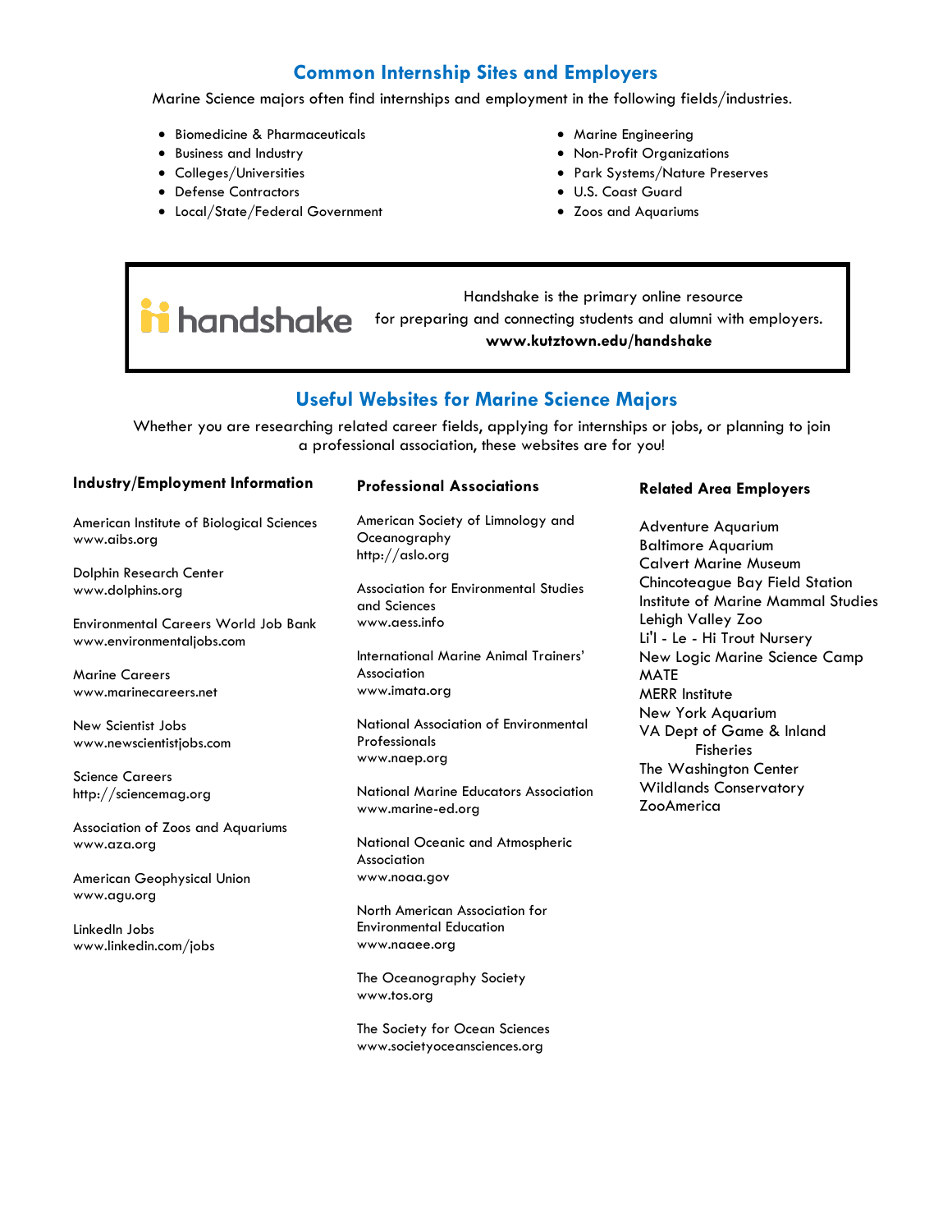## Common Internship Sites and Employers

Marine Science majors often find internships and employment in the following fields/industries.

- Biomedicine & Pharmaceuticals
- Business and Industry
- Colleges/Universities
- Defense Contractors
- Local/State/Federal Government
- Marine Engineering
- Non-Profit Organizations
- Park Systems/Nature Preserves
- U.S. Coast Guard
- Zoos and Aquariums

handshake

Handshake is the primary online resource for preparing and connecting students and alumni with employers.
**www.kutztown.edu/handshake**

## Useful Websites for Marine Science Majors

Whether you are researching related career fields, applying for internships or jobs, or planning to join a professional association, these websites are for you!

### Industry/Employment Information

American Institute of Biological Sciences
www.aibs.org

Dolphin Research Center
www.dolphins.org

Environmental Careers World Job Bank
www.environmentaljobs.com

Marine Careers
www.marinecareers.net

New Scientist Jobs
www.newscientistjobs.com

Science Careers
http://sciencemag.org

Association of Zoos and Aquariums
www.aza.org

American Geophysical Union
www.agu.org

LinkedIn Jobs
www.linkedin.com/jobs

### Professional Associations

American Society of Limnology and Oceanography
http://aslo.org

Association for Environmental Studies and Sciences
www.aess.info

International Marine Animal Trainers' Association
www.imata.org

National Association of Environmental Professionals
www.naep.org

National Marine Educators Association
www.marine-ed.org

National Oceanic and Atmospheric Association
www.noaa.gov

North American Association for Environmental Education
www.naaee.org

The Oceanography Society
www.tos.org

The Society for Ocean Sciences
www.societyoceansciences.org

### Related Area Employers

Adventure Aquarium
Baltimore Aquarium
Calvert Marine Museum
Chincoteague Bay Field Station
Institute of Marine Mammal Studies
Lehigh Valley Zoo
Li'l - Le - Hi Trout Nursery
New Logic Marine Science Camp
MATE
MERR Institute
New York Aquarium
VA Dept of Game & Inland Fisheries
The Washington Center
Wildlands Conservatory
ZooAmerica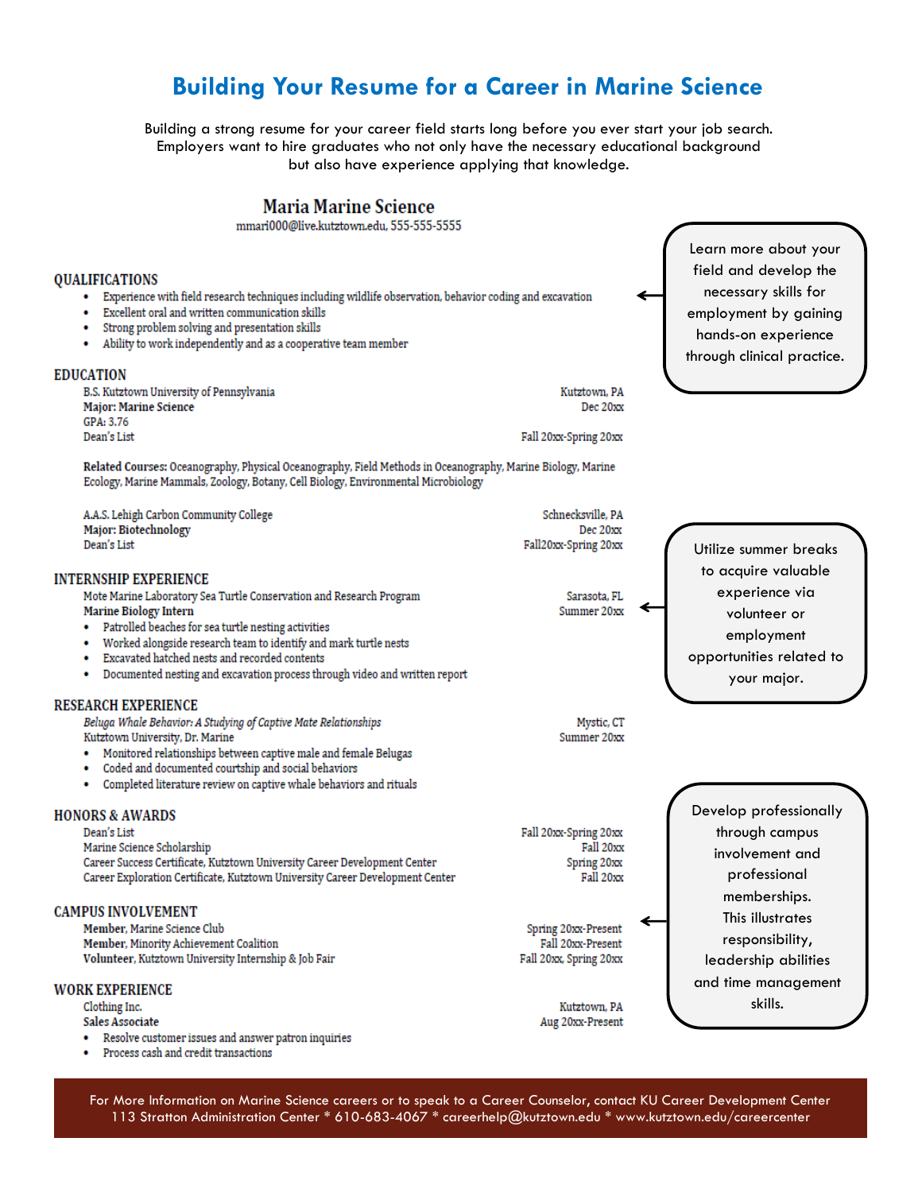# Building Your Resume for a Career in Marine Science

Building a strong resume for your career field starts long before you ever start your job search. Employers want to hire graduates who not only have the necessary educational background but also have experience applying that knowledge.

## Maria Marine Science

mmari000@live.kutztown.edu, 555-555-5555

### QUALIFICATIONS

- Experience with field research techniques including wildlife observation, behavior coding and excavation
- Excellent oral and written communication skills
- Strong problem solving and presentation skills
- Ability to work independently and as a cooperative team member

> Learn more about your field and develop the necessary skills for employment by gaining hands-on experience through clinical practice.

### EDUCATION

B.S. Kutztown University of Pennsylvania — Kutztown, PA
**Major: Marine Science** — Dec 20xx
GPA: 3.76
Dean's List — Fall 20xx-Spring 20xx

**Related Courses:** Oceanography, Physical Oceanography, Field Methods in Oceanography, Marine Biology, Marine Ecology, Marine Mammals, Zoology, Botany, Cell Biology, Environmental Microbiology

A.A.S. Lehigh Carbon Community College — Schnecksville, PA
**Major: Biotechnology** — Dec 20xx
Dean's List — Fall20xx-Spring 20xx

### INTERNSHIP EXPERIENCE

Mote Marine Laboratory Sea Turtle Conservation and Research Program — Sarasota, FL
**Marine Biology Intern** — Summer 20xx

- Patrolled beaches for sea turtle nesting activities
- Worked alongside research team to identify and mark turtle nests
- Excavated hatched nests and recorded contents
- Documented nesting and excavation process through video and written report

> Utilize summer breaks to acquire valuable experience via volunteer or employment opportunities related to your major.

### RESEARCH EXPERIENCE

*Beluga Whale Behavior: A Studying of Captive Mate Relationships* — Mystic, CT
Kutztown University, Dr. Marine — Summer 20xx

- Monitored relationships between captive male and female Belugas
- Coded and documented courtship and social behaviors
- Completed literature review on captive whale behaviors and rituals

### HONORS & AWARDS

Dean's List — Fall 20xx-Spring 20xx
Marine Science Scholarship — Fall 20xx
Career Success Certificate, Kutztown University Career Development Center — Spring 20xx
Career Exploration Certificate, Kutztown University Career Development Center — Fall 20xx

### CAMPUS INVOLVEMENT

**Member**, Marine Science Club — Spring 20xx-Present
**Member**, Minority Achievement Coalition — Fall 20xx-Present
**Volunteer**, Kutztown University Internship & Job Fair — Fall 20xx, Spring 20xx

> Develop professionally through campus involvement and professional memberships. This illustrates responsibility, leadership abilities and time management skills.

### WORK EXPERIENCE

Clothing Inc. — Kutztown, PA
**Sales Associate** — Aug 20xx-Present

- Resolve customer issues and answer patron inquiries
- Process cash and credit transactions

For More Information on Marine Science careers or to speak to a Career Counselor, contact KU Career Development Center
113 Stratton Administration Center * 610-683-4067 * careerhelp@kutztown.edu * www.kutztown.edu/careercenter